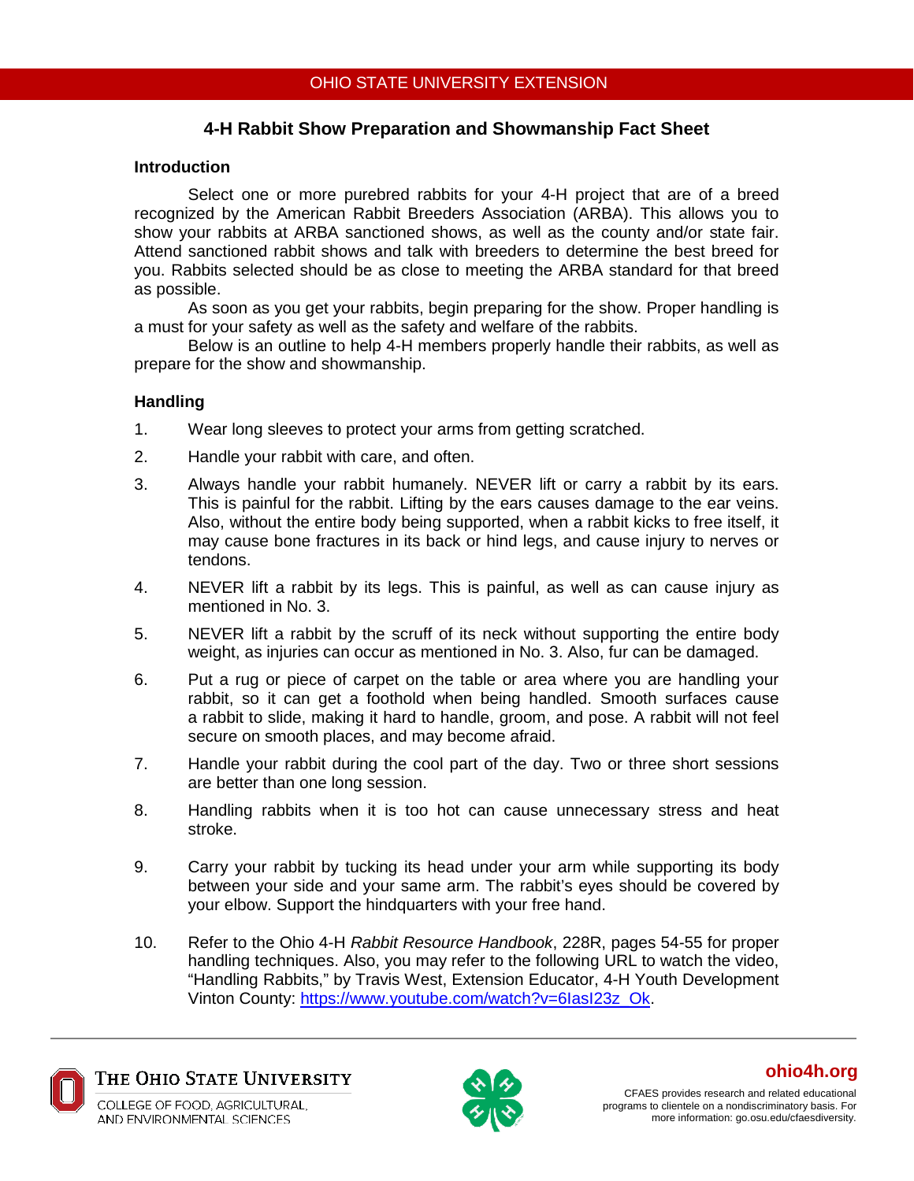OHIO STATE UNIVERSITY EXTENSION

# 4-H Rabbit Show Preparation and Showmanship Fact Sheet

## Introduction

Select one or more purebred rabbits for your 4-H project that are of a breed recognized by the American Rabbit Breeders Association (ARBA). This allows you to show your rabbits at ARBA sanctioned shows, as well as the county and/or state fair. Attend sanctioned rabbit shows and talk with breeders to determine the best breed for you. Rabbits selected should be as close to meeting the ARBA standard for that breed as possible.

As soon as you get your rabbits, begin preparing for the show. Proper handling is a must for your safety as well as the safety and welfare of the rabbits.

Below is an outline to help 4-H members properly handle their rabbits, as well as prepare for the show and showmanship.

## Handling

1. Wear long sleeves to protect your arms from getting scratched.
2. Handle your rabbit with care, and often.
3. Always handle your rabbit humanely. NEVER lift or carry a rabbit by its ears. This is painful for the rabbit. Lifting by the ears causes damage to the ear veins. Also, without the entire body being supported, when a rabbit kicks to free itself, it may cause bone fractures in its back or hind legs, and cause injury to nerves or tendons.
4. NEVER lift a rabbit by its legs. This is painful, as well as can cause injury as mentioned in No. 3.
5. NEVER lift a rabbit by the scruff of its neck without supporting the entire body weight, as injuries can occur as mentioned in No. 3. Also, fur can be damaged.
6. Put a rug or piece of carpet on the table or area where you are handling your rabbit, so it can get a foothold when being handled. Smooth surfaces cause a rabbit to slide, making it hard to handle, groom, and pose. A rabbit will not feel secure on smooth places, and may become afraid.
7. Handle your rabbit during the cool part of the day. Two or three short sessions are better than one long session.
8. Handling rabbits when it is too hot can cause unnecessary stress and heat stroke.
9. Carry your rabbit by tucking its head under your arm while supporting its body between your side and your same arm. The rabbit's eyes should be covered by your elbow. Support the hindquarters with your free hand.
10. Refer to the Ohio 4-H *Rabbit Resource Handbook*, 228R, pages 54-55 for proper handling techniques. Also, you may refer to the following URL to watch the video, "Handling Rabbits," by Travis West, Extension Educator, 4-H Youth Development Vinton County: https://www.youtube.com/watch?v=6IasI23z_Ok.

THE OHIO STATE UNIVERSITY
COLLEGE OF FOOD, AGRICULTURAL, AND ENVIRONMENTAL SCIENCES

ohio4h.org

CFAES provides research and related educational programs to clientele on a nondiscriminatory basis. For more information: go.osu.edu/cfaesdiversity.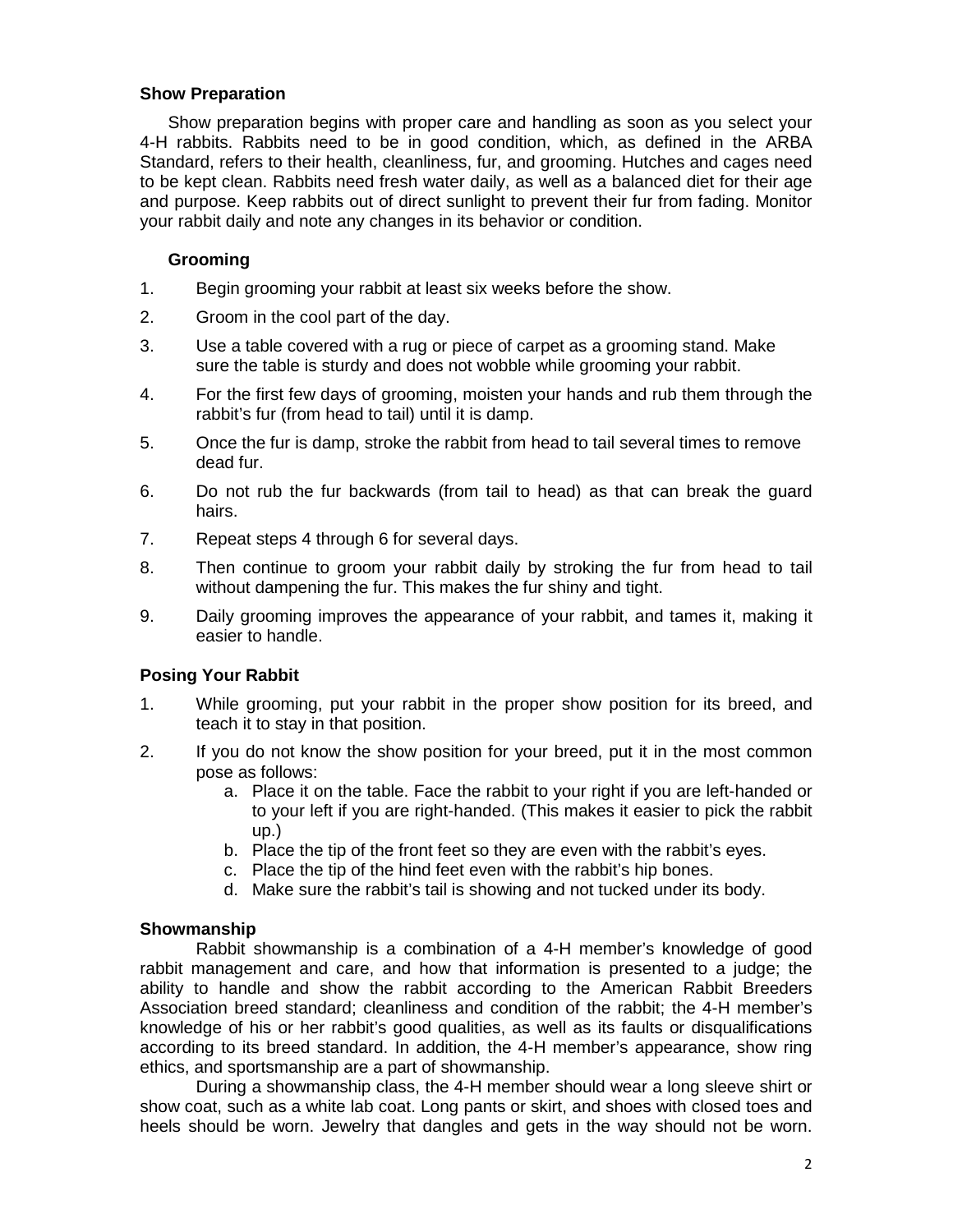## Show Preparation

Show preparation begins with proper care and handling as soon as you select your 4-H rabbits. Rabbits need to be in good condition, which, as defined in the ARBA Standard, refers to their health, cleanliness, fur, and grooming. Hutches and cages need to be kept clean. Rabbits need fresh water daily, as well as a balanced diet for their age and purpose. Keep rabbits out of direct sunlight to prevent their fur from fading. Monitor your rabbit daily and note any changes in its behavior or condition.

### Grooming

1. Begin grooming your rabbit at least six weeks before the show.
2. Groom in the cool part of the day.
3. Use a table covered with a rug or piece of carpet as a grooming stand. Make sure the table is sturdy and does not wobble while grooming your rabbit.
4. For the first few days of grooming, moisten your hands and rub them through the rabbit's fur (from head to tail) until it is damp.
5. Once the fur is damp, stroke the rabbit from head to tail several times to remove dead fur.
6. Do not rub the fur backwards (from tail to head) as that can break the guard hairs.
7. Repeat steps 4 through 6 for several days.
8. Then continue to groom your rabbit daily by stroking the fur from head to tail without dampening the fur. This makes the fur shiny and tight.
9. Daily grooming improves the appearance of your rabbit, and tames it, making it easier to handle.

## Posing Your Rabbit

1. While grooming, put your rabbit in the proper show position for its breed, and teach it to stay in that position.
2. If you do not know the show position for your breed, put it in the most common pose as follows:
   a. Place it on the table. Face the rabbit to your right if you are left-handed or to your left if you are right-handed. (This makes it easier to pick the rabbit up.)
   b. Place the tip of the front feet so they are even with the rabbit's eyes.
   c. Place the tip of the hind feet even with the rabbit's hip bones.
   d. Make sure the rabbit's tail is showing and not tucked under its body.

## Showmanship

Rabbit showmanship is a combination of a 4-H member's knowledge of good rabbit management and care, and how that information is presented to a judge; the ability to handle and show the rabbit according to the American Rabbit Breeders Association breed standard; cleanliness and condition of the rabbit; the 4-H member's knowledge of his or her rabbit's good qualities, as well as its faults or disqualifications according to its breed standard. In addition, the 4-H member's appearance, show ring ethics, and sportsmanship are a part of showmanship.

During a showmanship class, the 4-H member should wear a long sleeve shirt or show coat, such as a white lab coat. Long pants or skirt, and shoes with closed toes and heels should be worn. Jewelry that dangles and gets in the way should not be worn.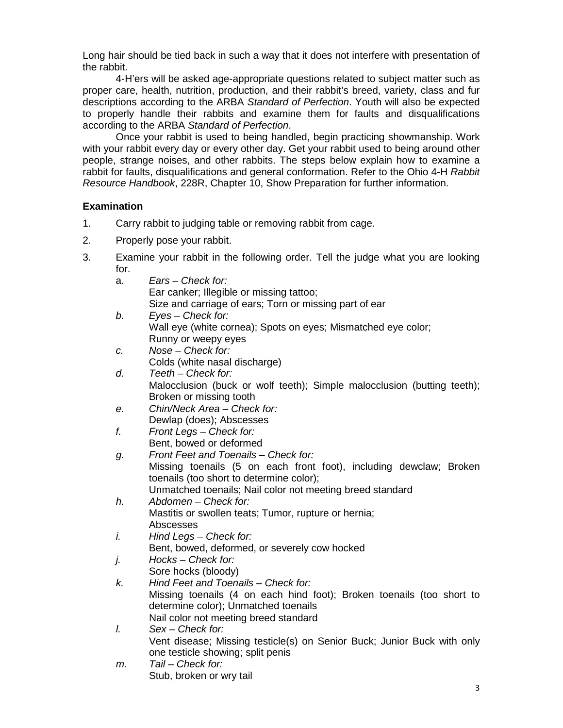Long hair should be tied back in such a way that it does not interfere with presentation of the rabbit.

4-H'ers will be asked age-appropriate questions related to subject matter such as proper care, health, nutrition, production, and their rabbit's breed, variety, class and fur descriptions according to the ARBA *Standard of Perfection*. Youth will also be expected to properly handle their rabbits and examine them for faults and disqualifications according to the ARBA *Standard of Perfection*.

Once your rabbit is used to being handled, begin practicing showmanship. Work with your rabbit every day or every other day. Get your rabbit used to being around other people, strange noises, and other rabbits. The steps below explain how to examine a rabbit for faults, disqualifications and general conformation. Refer to the Ohio 4-H *Rabbit Resource Handbook*, 228R, Chapter 10, Show Preparation for further information.

**Examination**

1. Carry rabbit to judging table or removing rabbit from cage.
2. Properly pose your rabbit.
3. Examine your rabbit in the following order. Tell the judge what you are looking for.
   a. *Ears – Check for:*
      Ear canker; Illegible or missing tattoo;
      Size and carriage of ears; Torn or missing part of ear
   b. *Eyes – Check for:*
      Wall eye (white cornea); Spots on eyes; Mismatched eye color;
      Runny or weepy eyes
   c. *Nose – Check for:*
      Colds (white nasal discharge)
   d. *Teeth – Check for:*
      Malocclusion (buck or wolf teeth); Simple malocclusion (butting teeth); Broken or missing tooth
   e. *Chin/Neck Area – Check for:*
      Dewlap (does); Abscesses
   f. *Front Legs – Check for:*
      Bent, bowed or deformed
   g. *Front Feet and Toenails – Check for:*
      Missing toenails (5 on each front foot), including dewclaw; Broken toenails (too short to determine color);
      Unmatched toenails; Nail color not meeting breed standard
   h. *Abdomen – Check for:*
      Mastitis or swollen teats; Tumor, rupture or hernia;
      Abscesses
   i. *Hind Legs – Check for:*
      Bent, bowed, deformed, or severely cow hocked
   j. *Hocks – Check for:*
      Sore hocks (bloody)
   k. *Hind Feet and Toenails – Check for:*
      Missing toenails (4 on each hind foot); Broken toenails (too short to determine color); Unmatched toenails
      Nail color not meeting breed standard
   l. *Sex – Check for:*
      Vent disease; Missing testicle(s) on Senior Buck; Junior Buck with only one testicle showing; split penis
   m. *Tail – Check for:*
      Stub, broken or wry tail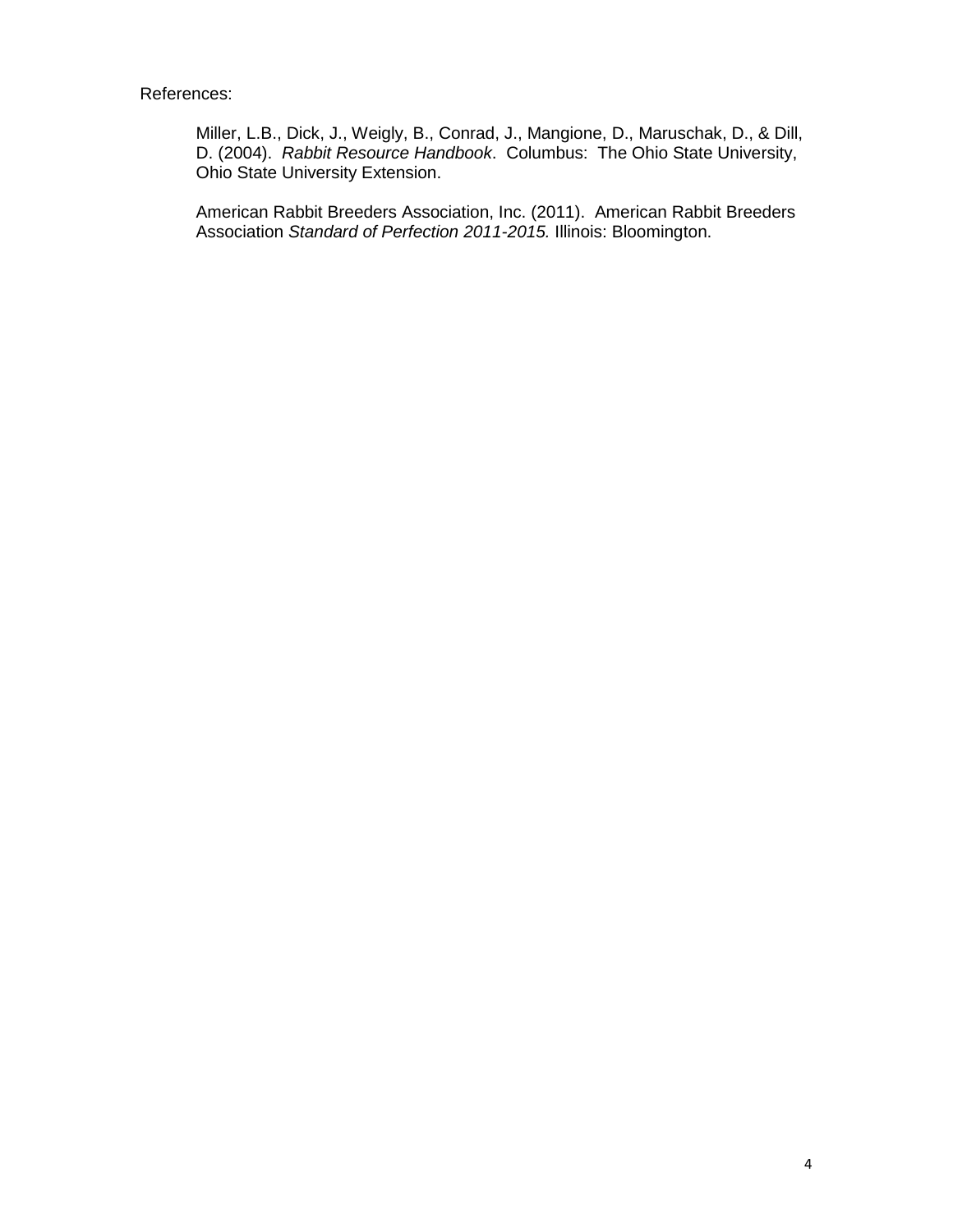References:

Miller, L.B., Dick, J., Weigly, B., Conrad, J., Mangione, D., Maruschak, D., & Dill, D. (2004). *Rabbit Resource Handbook*. Columbus: The Ohio State University, Ohio State University Extension.

American Rabbit Breeders Association, Inc. (2011). American Rabbit Breeders Association *Standard of Perfection 2011-2015.* Illinois: Bloomington.